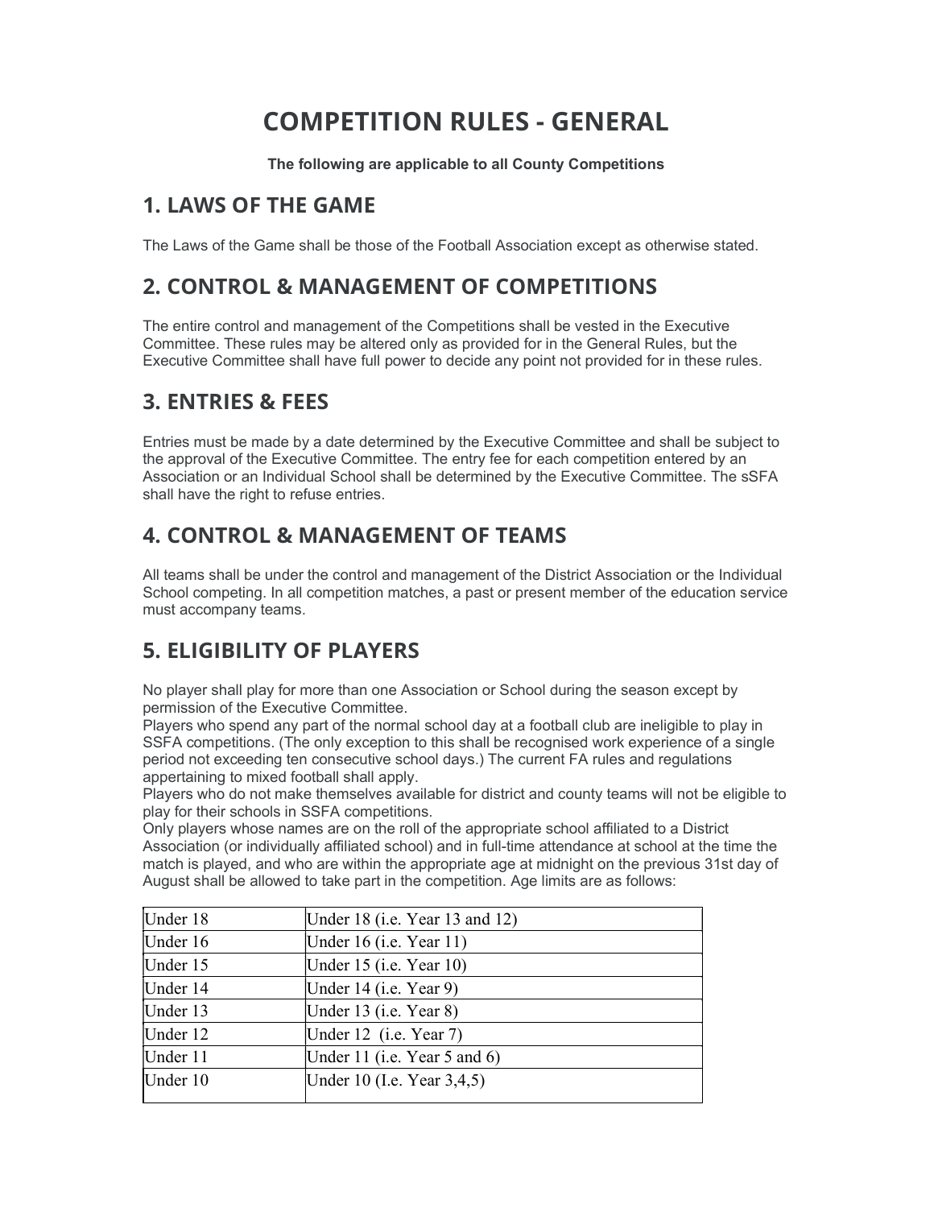# COMPETITION RULES - GENERAL

**The following are applicable to all County Competitions**

## 1. LAWS OF THE GAME

The Laws of the Game shall be those of the Football Association except as otherwise stated.

## 2. CONTROL & MANAGEMENT OF COMPETITIONS

The entire control and management of the Competitions shall be vested in the Executive Committee. These rules may be altered only as provided for in the General Rules, but the Executive Committee shall have full power to decide any point not provided for in these rules.

## 3. ENTRIES & FEES

Entries must be made by a date determined by the Executive Committee and shall be subject to the approval of the Executive Committee. The entry fee for each competition entered by an Association or an Individual School shall be determined by the Executive Committee. The sSFA shall have the right to refuse entries.

## 4. CONTROL & MANAGEMENT OF TEAMS

All teams shall be under the control and management of the District Association or the Individual School competing. In all competition matches, a past or present member of the education service must accompany teams.

## 5. ELIGIBILITY OF PLAYERS

No player shall play for more than one Association or School during the season except by permission of the Executive Committee.

Players who spend any part of the normal school day at a football club are ineligible to play in SSFA competitions. (The only exception to this shall be recognised work experience of a single period not exceeding ten consecutive school days.) The current FA rules and regulations appertaining to mixed football shall apply.

Players who do not make themselves available for district and county teams will not be eligible to play for their schools in SSFA competitions.

Only players whose names are on the roll of the appropriate school affiliated to a District Association (or individually affiliated school) and in full-time attendance at school at the time the match is played, and who are within the appropriate age at midnight on the previous 31st day of August shall be allowed to take part in the competition. Age limits are as follows:

| | |
|---|---|
| Under 18 | Under 18 (i.e. Year 13 and 12) |
| Under 16 | Under 16 (i.e. Year 11) |
| Under 15 | Under 15 (i.e. Year 10) |
| Under 14 | Under 14 (i.e. Year 9) |
| Under 13 | Under 13 (i.e. Year 8) |
| Under 12 | Under 12 (i.e. Year 7) |
| Under 11 | Under 11 (i.e. Year 5 and 6) |
| Under 10 | Under 10 (I.e. Year 3,4,5) |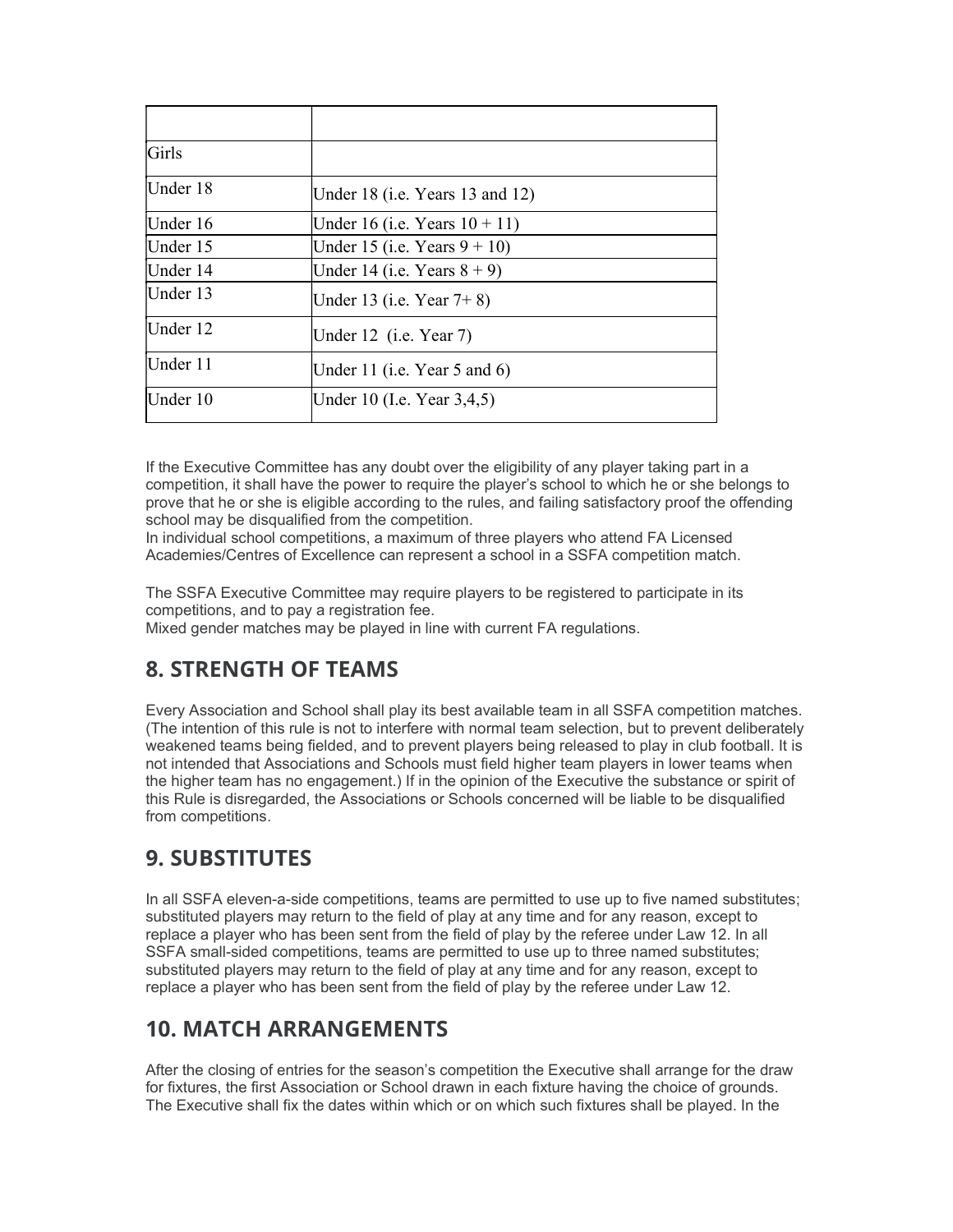| | |
|---|---|
| | |
| Girls | |
| Under 18 | Under 18 (i.e. Years 13 and 12) |
| Under 16 | Under 16 (i.e. Years 10 + 11) |
| Under 15 | Under 15 (i.e. Years 9 + 10) |
| Under 14 | Under 14 (i.e. Years 8 + 9) |
| Under 13 | Under 13 (i.e. Year 7+ 8) |
| Under 12 | Under 12 (i.e. Year 7) |
| Under 11 | Under 11 (i.e. Year 5 and 6) |
| Under 10 | Under 10 (I.e. Year 3,4,5) |

If the Executive Committee has any doubt over the eligibility of any player taking part in a competition, it shall have the power to require the player's school to which he or she belongs to prove that he or she is eligible according to the rules, and failing satisfactory proof the offending school may be disqualified from the competition.
In individual school competitions, a maximum of three players who attend FA Licensed Academies/Centres of Excellence can represent a school in a SSFA competition match.

The SSFA Executive Committee may require players to be registered to participate in its competitions, and to pay a registration fee.
Mixed gender matches may be played in line with current FA regulations.

## 8. STRENGTH OF TEAMS

Every Association and School shall play its best available team in all SSFA competition matches. (The intention of this rule is not to interfere with normal team selection, but to prevent deliberately weakened teams being fielded, and to prevent players being released to play in club football. It is not intended that Associations and Schools must field higher team players in lower teams when the higher team has no engagement.) If in the opinion of the Executive the substance or spirit of this Rule is disregarded, the Associations or Schools concerned will be liable to be disqualified from competitions.

## 9. SUBSTITUTES

In all SSFA eleven-a-side competitions, teams are permitted to use up to five named substitutes; substituted players may return to the field of play at any time and for any reason, except to replace a player who has been sent from the field of play by the referee under Law 12. In all SSFA small-sided competitions, teams are permitted to use up to three named substitutes; substituted players may return to the field of play at any time and for any reason, except to replace a player who has been sent from the field of play by the referee under Law 12.

## 10. MATCH ARRANGEMENTS

After the closing of entries for the season's competition the Executive shall arrange for the draw for fixtures, the first Association or School drawn in each fixture having the choice of grounds. The Executive shall fix the dates within which or on which such fixtures shall be played. In the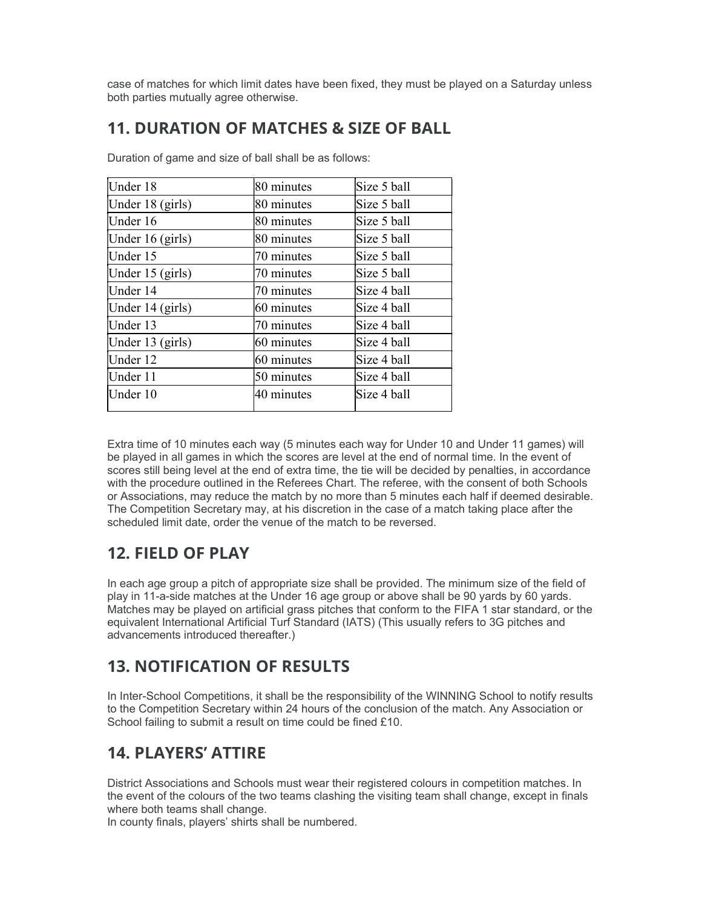case of matches for which limit dates have been fixed, they must be played on a Saturday unless both parties mutually agree otherwise.

## 11. DURATION OF MATCHES & SIZE OF BALL

Duration of game and size of ball shall be as follows:

| | | |
|---|---|---|
| Under 18 | 80 minutes | Size 5 ball |
| Under 18 (girls) | 80 minutes | Size 5 ball |
| Under 16 | 80 minutes | Size 5 ball |
| Under 16 (girls) | 80 minutes | Size 5 ball |
| Under 15 | 70 minutes | Size 5 ball |
| Under 15 (girls) | 70 minutes | Size 5 ball |
| Under 14 | 70 minutes | Size 4 ball |
| Under 14 (girls) | 60 minutes | Size 4 ball |
| Under 13 | 70 minutes | Size 4 ball |
| Under 13 (girls) | 60 minutes | Size 4 ball |
| Under 12 | 60 minutes | Size 4 ball |
| Under 11 | 50 minutes | Size 4 ball |
| Under 10 | 40 minutes | Size 4 ball |

Extra time of 10 minutes each way (5 minutes each way for Under 10 and Under 11 games) will be played in all games in which the scores are level at the end of normal time. In the event of scores still being level at the end of extra time, the tie will be decided by penalties, in accordance with the procedure outlined in the Referees Chart. The referee, with the consent of both Schools or Associations, may reduce the match by no more than 5 minutes each half if deemed desirable. The Competition Secretary may, at his discretion in the case of a match taking place after the scheduled limit date, order the venue of the match to be reversed.

## 12. FIELD OF PLAY

In each age group a pitch of appropriate size shall be provided. The minimum size of the field of play in 11-a-side matches at the Under 16 age group or above shall be 90 yards by 60 yards. Matches may be played on artificial grass pitches that conform to the FIFA 1 star standard, or the equivalent International Artificial Turf Standard (IATS) (This usually refers to 3G pitches and advancements introduced thereafter.)

## 13. NOTIFICATION OF RESULTS

In Inter-School Competitions, it shall be the responsibility of the WINNING School to notify results to the Competition Secretary within 24 hours of the conclusion of the match. Any Association or School failing to submit a result on time could be fined £10.

## 14. PLAYERS' ATTIRE

District Associations and Schools must wear their registered colours in competition matches. In the event of the colours of the two teams clashing the visiting team shall change, except in finals where both teams shall change.
In county finals, players' shirts shall be numbered.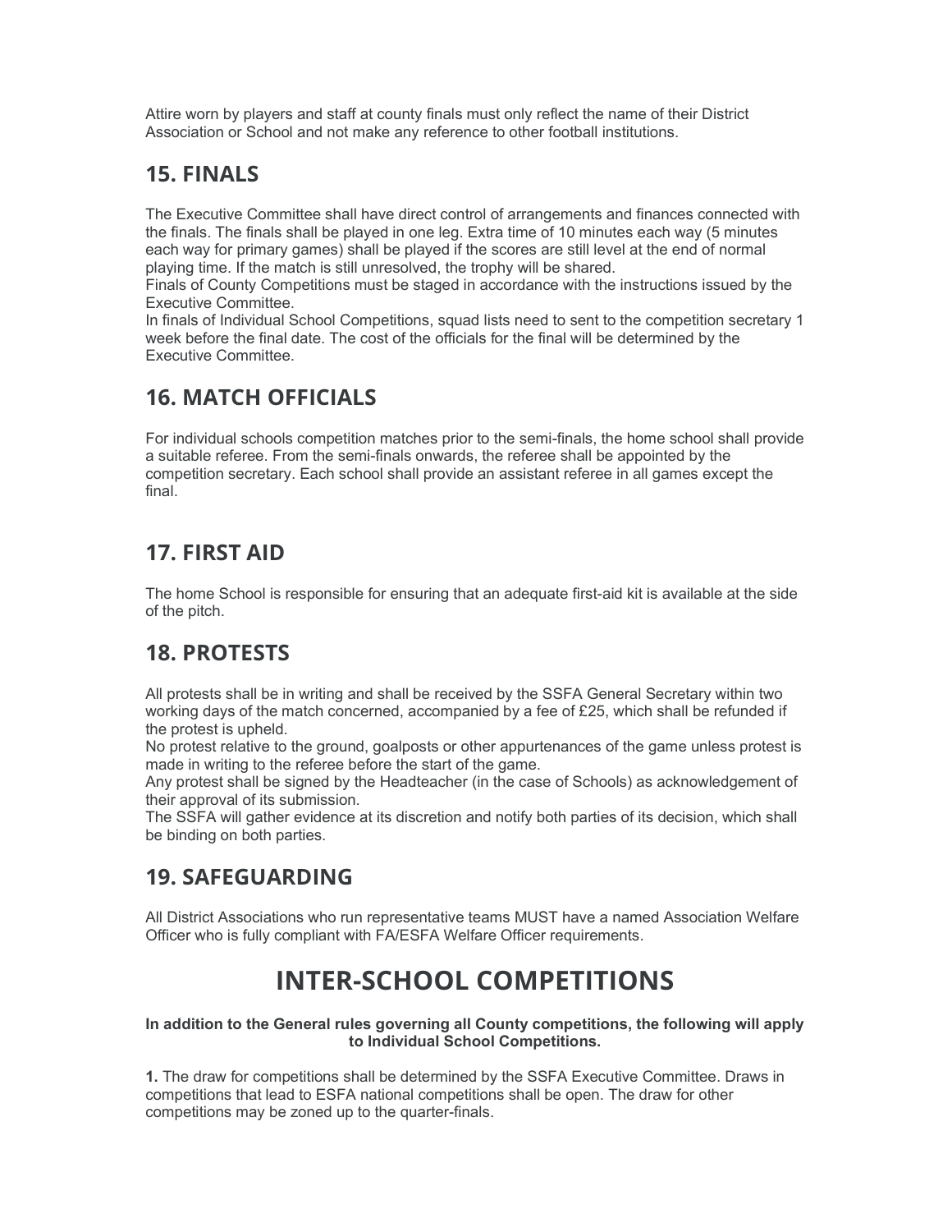Attire worn by players and staff at county finals must only reflect the name of their District Association or School and not make any reference to other football institutions.

## 15. FINALS

The Executive Committee shall have direct control of arrangements and finances connected with the finals. The finals shall be played in one leg. Extra time of 10 minutes each way (5 minutes each way for primary games) shall be played if the scores are still level at the end of normal playing time. If the match is still unresolved, the trophy will be shared.
Finals of County Competitions must be staged in accordance with the instructions issued by the Executive Committee.
In finals of Individual School Competitions, squad lists need to sent to the competition secretary 1 week before the final date. The cost of the officials for the final will be determined by the Executive Committee.

## 16. MATCH OFFICIALS

For individual schools competition matches prior to the semi-finals, the home school shall provide a suitable referee. From the semi-finals onwards, the referee shall be appointed by the competition secretary. Each school shall provide an assistant referee in all games except the final.

## 17. FIRST AID

The home School is responsible for ensuring that an adequate first-aid kit is available at the side of the pitch.

## 18. PROTESTS

All protests shall be in writing and shall be received by the SSFA General Secretary within two working days of the match concerned, accompanied by a fee of £25, which shall be refunded if the protest is upheld.
No protest relative to the ground, goalposts or other appurtenances of the game unless protest is made in writing to the referee before the start of the game.
Any protest shall be signed by the Headteacher (in the case of Schools) as acknowledgement of their approval of its submission.
The SSFA will gather evidence at its discretion and notify both parties of its decision, which shall be binding on both parties.

## 19. SAFEGUARDING

All District Associations who run representative teams MUST have a named Association Welfare Officer who is fully compliant with FA/ESFA Welfare Officer requirements.

# INTER-SCHOOL COMPETITIONS

**In addition to the General rules governing all County competitions, the following will apply to Individual School Competitions.**

**1.** The draw for competitions shall be determined by the SSFA Executive Committee. Draws in competitions that lead to ESFA national competitions shall be open. The draw for other competitions may be zoned up to the quarter-finals.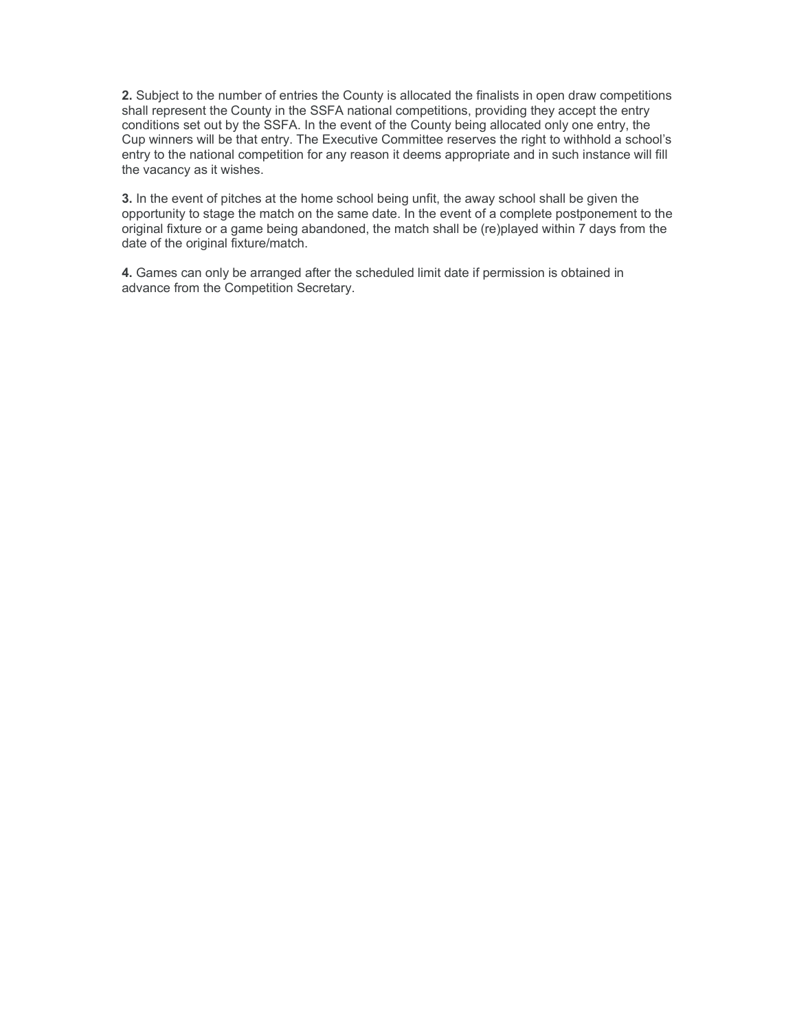**2.** Subject to the number of entries the County is allocated the finalists in open draw competitions shall represent the County in the SSFA national competitions, providing they accept the entry conditions set out by the SSFA. In the event of the County being allocated only one entry, the Cup winners will be that entry. The Executive Committee reserves the right to withhold a school's entry to the national competition for any reason it deems appropriate and in such instance will fill the vacancy as it wishes.

**3.** In the event of pitches at the home school being unfit, the away school shall be given the opportunity to stage the match on the same date. In the event of a complete postponement to the original fixture or a game being abandoned, the match shall be (re)played within 7 days from the date of the original fixture/match.

**4.** Games can only be arranged after the scheduled limit date if permission is obtained in advance from the Competition Secretary.